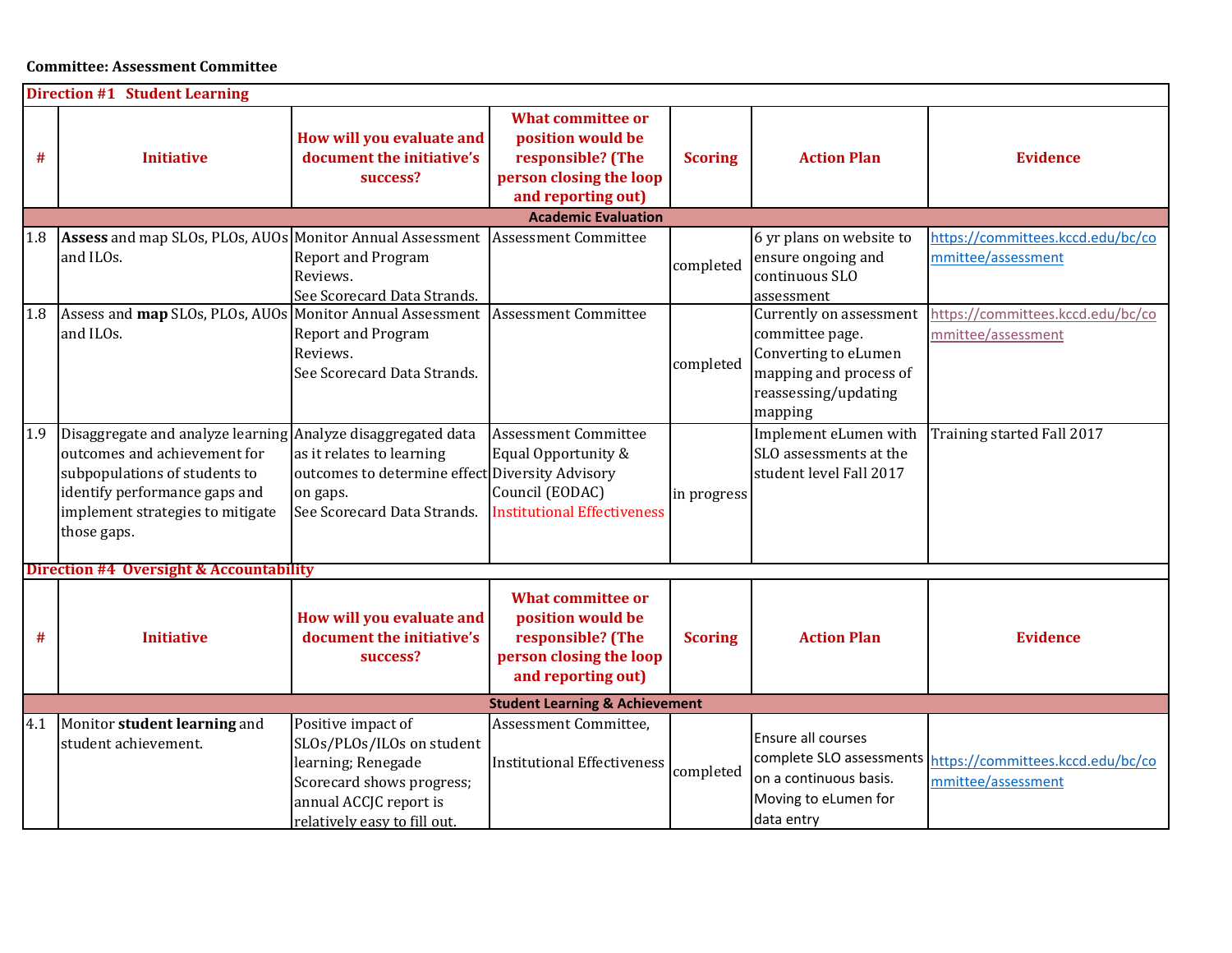**Committee: Assessment Committee**

| Direction #1 Student Learning | | | | | | |
|---|---|---|---|---|---|---|
| # | Initiative | How will you evaluate and document the initiative's success? | What committee or position would be responsible? (The person closing the loop and reporting out) | Scoring | Action Plan | Evidence |
| **Academic Evaluation** | | | | | | |
| 1.8 | **Assess** and map SLOs, PLOs, AUOs and ILOs. | Monitor Annual Assessment Report and Program Reviews.<br>See Scorecard Data Strands. | Assessment Committee | completed | 6 yr plans on website to ensure ongoing and continuous SLO assessment | https://committees.kccd.edu/bc/committee/assessment |
| 1.8 | Assess and **map** SLOs, PLOs, AUOs and ILOs. | Monitor Annual Assessment Report and Program Reviews.<br>See Scorecard Data Strands. | Assessment Committee | completed | Currently on assessment committee page. Converting to eLumen mapping and process of reassessing/updating mapping | https://committees.kccd.edu/bc/committee/assessment |
| 1.9 | Disaggregate and analyze learning outcomes and achievement for subpopulations of students to identify performance gaps and implement strategies to mitigate those gaps. | Analyze disaggregated data as it relates to learning outcomes to determine effect on gaps.<br>See Scorecard Data Strands. | Assessment Committee<br>Equal Opportunity & Diversity Advisory Council (EODAC)<br>Institutional Effectiveness | in progress | Implement eLumen with SLO assessments at the student level Fall 2017 | Training started Fall 2017 |

| Direction #4 Oversight & Accountability | | | | | | |
|---|---|---|---|---|---|---|
| # | Initiative | How will you evaluate and document the initiative's success? | What committee or position would be responsible? (The person closing the loop and reporting out) | Scoring | Action Plan | Evidence |
| **Student Learning & Achievement** | | | | | | |
| 4.1 | Monitor **student learning** and student achievement. | Positive impact of SLOs/PLOs/ILOs on student learning; Renegade Scorecard shows progress; annual ACCJC report is relatively easy to fill out. | Assessment Committee,<br>Institutional Effectiveness | completed | Ensure all courses complete SLO assessments on a continuous basis. Moving to eLumen for data entry | https://committees.kccd.edu/bc/committee/assessment |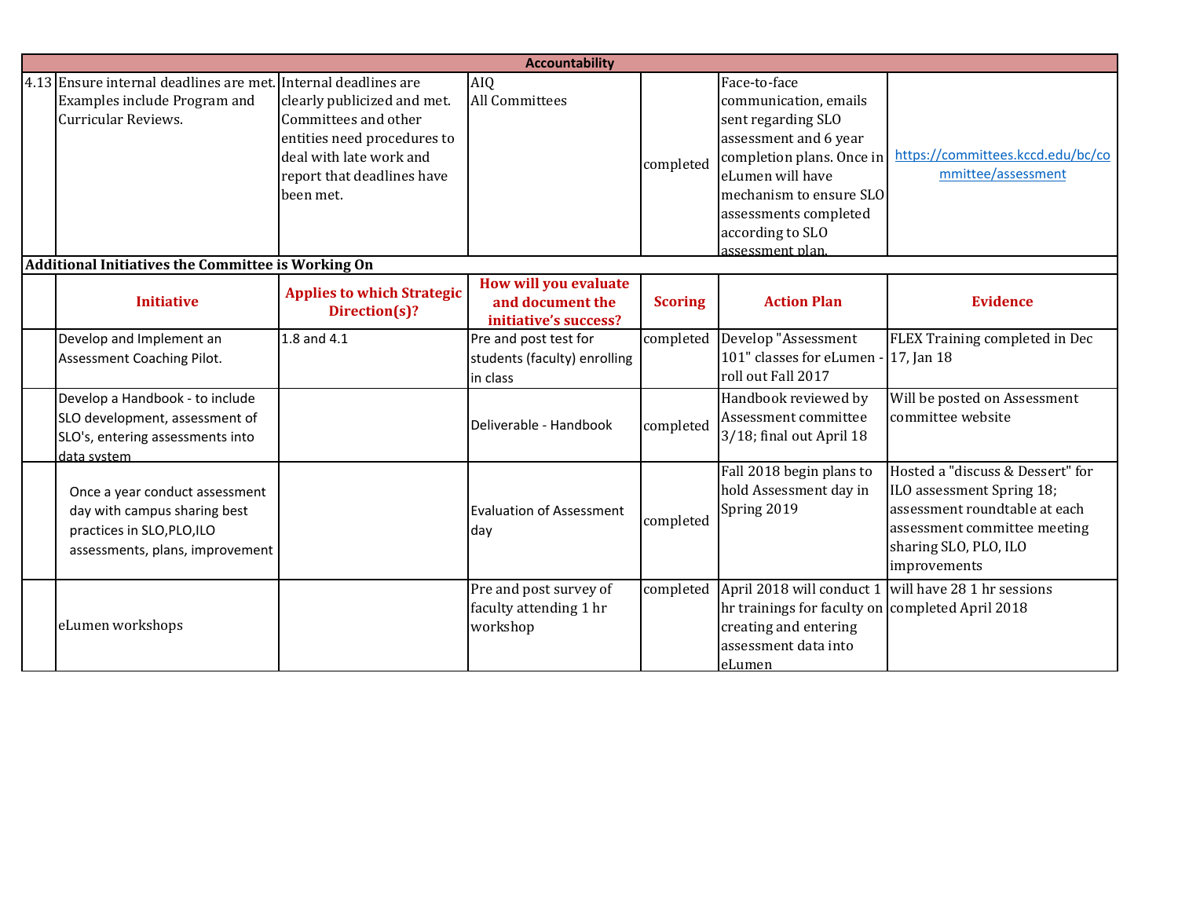| | | | | | | |
|---|---|---|---|---|---|---|
| **Accountability** | | | | | | |
| 4.13 | Ensure internal deadlines are met. Examples include Program and Curricular Reviews. | Internal deadlines are clearly publicized and met. Committees and other entities need procedures to deal with late work and report that deadlines have been met. | AIQ<br>All Committees | completed | Face-to-face communication, emails sent regarding SLO assessment and 6 year completion plans. Once in eLumen will have mechanism to ensure SLO assessments completed according to SLO assessment plan. | https://committees.kccd.edu/bc/committee/assessment |
| **Additional Initiatives the Committee is Working On** | | | | | | |
| | **Initiative** | **Applies to which Strategic Direction(s)?** | **How will you evaluate and document the initiative's success?** | **Scoring** | **Action Plan** | **Evidence** |
| | Develop and Implement an Assessment Coaching Pilot. | 1.8 and 4.1 | Pre and post test for students (faculty) enrolling in class | completed | Develop "Assessment 101" classes for eLumen - roll out Fall 2017 | FLEX Training completed in Dec 17, Jan 18 |
| | Develop a Handbook - to include SLO development, assessment of SLO's, entering assessments into data system | | Deliverable - Handbook | completed | Handbook reviewed by Assessment committee 3/18; final out April 18 | Will be posted on Assessment committee website |
| | Once a year conduct assessment day with campus sharing best practices in SLO,PLO,ILO assessments, plans, improvement | | Evaluation of Assessment day | completed | Fall 2018 begin plans to hold Assessment day in Spring 2019 | Hosted a "discuss & Dessert" for ILO assessment Spring 18; assessment roundtable at each assessment committee meeting sharing SLO, PLO, ILO improvements |
| | eLumen workshops | | Pre and post survey of faculty attending 1 hr workshop | completed | April 2018 will conduct 1 hr trainings for faculty on creating and entering assessment data into eLumen | will have 28 1 hr sessions completed April 2018 |